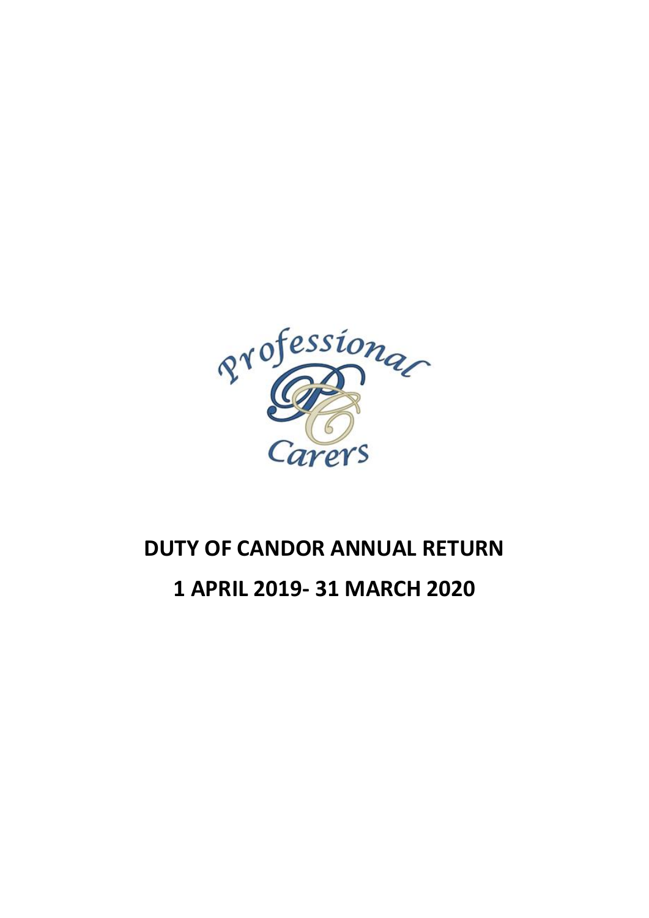Professional Carers

# DUTY OF CANDOR ANNUAL RETURN

# 1 APRIL 2019- 31 MARCH 2020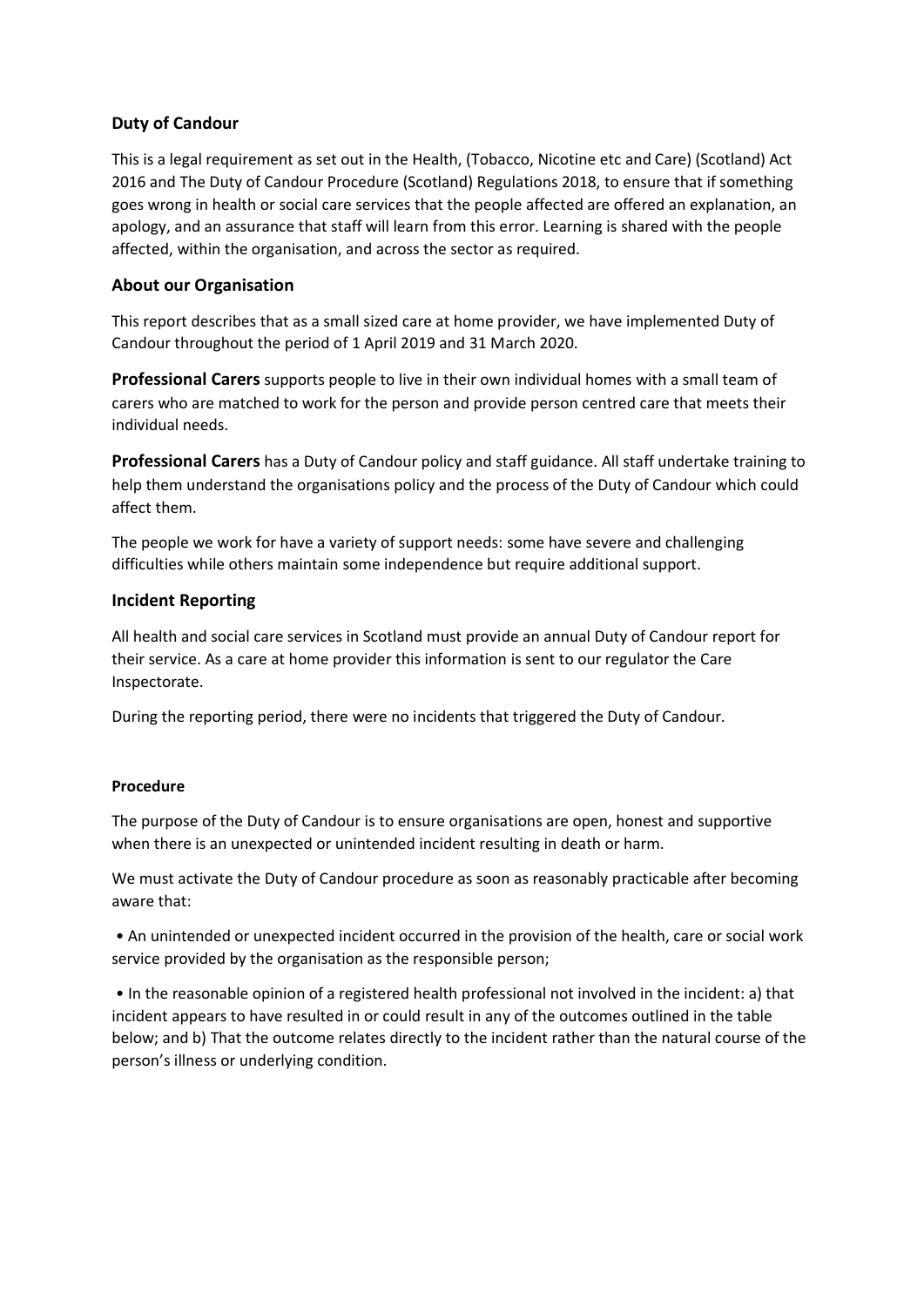## Duty of Candour

This is a legal requirement as set out in the Health, (Tobacco, Nicotine etc and Care) (Scotland) Act 2016 and The Duty of Candour Procedure (Scotland) Regulations 2018, to ensure that if something goes wrong in health or social care services that the people affected are offered an explanation, an apology, and an assurance that staff will learn from this error. Learning is shared with the people affected, within the organisation, and across the sector as required.

## About our Organisation

This report describes that as a small sized care at home provider, we have implemented Duty of Candour throughout the period of 1 April 2019 and 31 March 2020.

**Professional Carers** supports people to live in their own individual homes with a small team of carers who are matched to work for the person and provide person centred care that meets their individual needs.

**Professional Carers** has a Duty of Candour policy and staff guidance. All staff undertake training to help them understand the organisations policy and the process of the Duty of Candour which could affect them.

The people we work for have a variety of support needs: some have severe and challenging difficulties while others maintain some independence but require additional support.

## Incident Reporting

All health and social care services in Scotland must provide an annual Duty of Candour report for their service. As a care at home provider this information is sent to our regulator the Care Inspectorate.

During the reporting period, there were no incidents that triggered the Duty of Candour.

### Procedure

The purpose of the Duty of Candour is to ensure organisations are open, honest and supportive when there is an unexpected or unintended incident resulting in death or harm.

We must activate the Duty of Candour procedure as soon as reasonably practicable after becoming aware that:

- An unintended or unexpected incident occurred in the provision of the health, care or social work service provided by the organisation as the responsible person;

- In the reasonable opinion of a registered health professional not involved in the incident: a) that incident appears to have resulted in or could result in any of the outcomes outlined in the table below; and b) That the outcome relates directly to the incident rather than the natural course of the person's illness or underlying condition.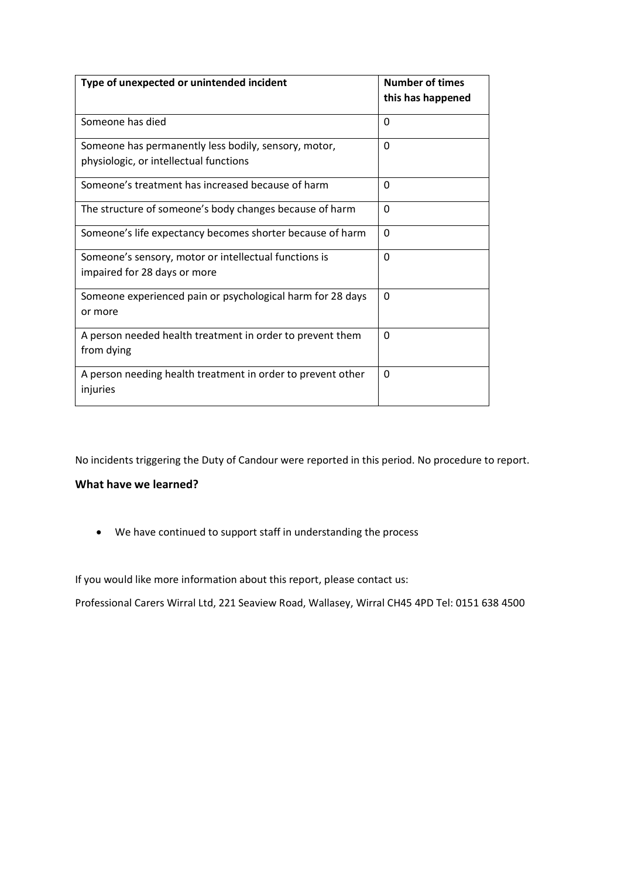| Type of unexpected or unintended incident | Number of times this has happened |
|---|---|
| Someone has died | 0 |
| Someone has permanently less bodily, sensory, motor, physiologic, or intellectual functions | 0 |
| Someone's treatment has increased because of harm | 0 |
| The structure of someone's body changes because of harm | 0 |
| Someone's life expectancy becomes shorter because of harm | 0 |
| Someone's sensory, motor or intellectual functions is impaired for 28 days or more | 0 |
| Someone experienced pain or psychological harm for 28 days or more | 0 |
| A person needed health treatment in order to prevent them from dying | 0 |
| A person needing health treatment in order to prevent other injuries | 0 |

No incidents triggering the Duty of Candour were reported in this period. No procedure to report.

### What have we learned?

- We have continued to support staff in understanding the process

If you would like more information about this report, please contact us:

Professional Carers Wirral Ltd, 221 Seaview Road, Wallasey, Wirral CH45 4PD Tel: 0151 638 4500